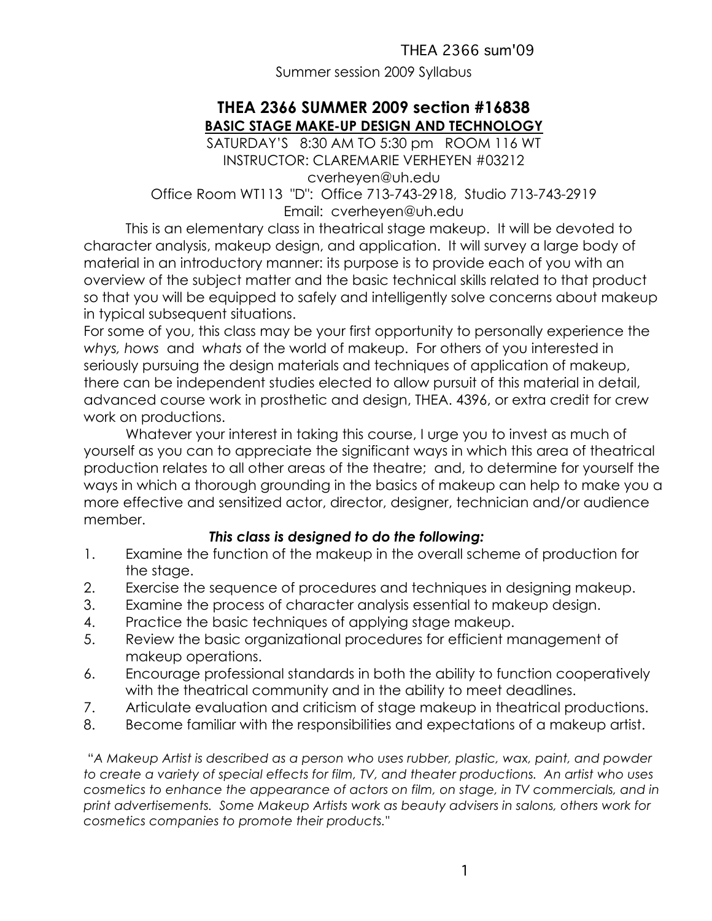THEA 2366 sum'09

Summer session 2009 Syllabus

## THEA 2366 SUMMER 2009 section #16838

### BASIC STAGE MAKE-UP DESIGN AND TECHNOLOGY

SATURDAY'S 8:30 AM TO 5:30 pm ROOM 116 WT
INSTRUCTOR: CLAREMARIE VERHEYEN #03212
cverheyen@uh.edu
Office Room WT113 "D": Office 713-743-2918, Studio 713-743-2919
Email: cverheyen@uh.edu

This is an elementary class in theatrical stage makeup. It will be devoted to character analysis, makeup design, and application. It will survey a large body of material in an introductory manner: its purpose is to provide each of you with an overview of the subject matter and the basic technical skills related to that product so that you will be equipped to safely and intelligently solve concerns about makeup in typical subsequent situations.

For some of you, this class may be your first opportunity to personally experience the *whys, hows* and *whats* of the world of makeup. For others of you interested in seriously pursuing the design materials and techniques of application of makeup, there can be independent studies elected to allow pursuit of this material in detail, advanced course work in prosthetic and design, THEA. 4396, or extra credit for crew work on productions.

Whatever your interest in taking this course, I urge you to invest as much of yourself as you can to appreciate the significant ways in which this area of theatrical production relates to all other areas of the theatre; and, to determine for yourself the ways in which a thorough grounding in the basics of makeup can help to make you a more effective and sensitized actor, director, designer, technician and/or audience member.

***This class is designed to do the following:***

1. Examine the function of the makeup in the overall scheme of production for the stage.
2. Exercise the sequence of procedures and techniques in designing makeup.
3. Examine the process of character analysis essential to makeup design.
4. Practice the basic techniques of applying stage makeup.
5. Review the basic organizational procedures for efficient management of makeup operations.
6. Encourage professional standards in both the ability to function cooperatively with the theatrical community and in the ability to meet deadlines.
7. Articulate evaluation and criticism of stage makeup in theatrical productions.
8. Become familiar with the responsibilities and expectations of a makeup artist.

*"A Makeup Artist is described as a person who uses rubber, plastic, wax, paint, and powder to create a variety of special effects for film, TV, and theater productions. An artist who uses cosmetics to enhance the appearance of actors on film, on stage, in TV commercials, and in print advertisements. Some Makeup Artists work as beauty advisers in salons, others work for cosmetics companies to promote their products."*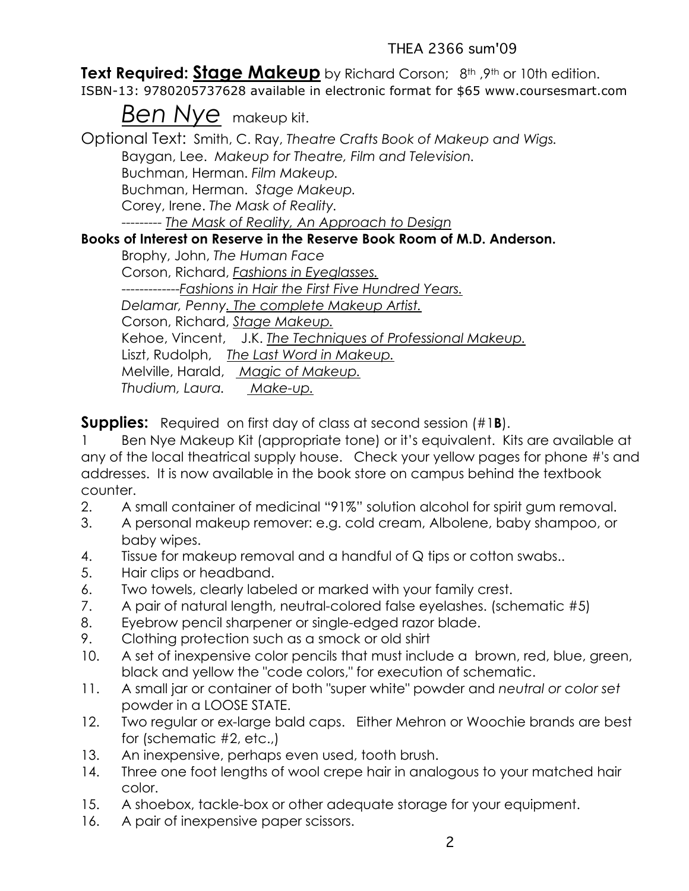**Text Required: <u>Stage Makeup</u>** by Richard Corson; 8th ,9th or 10th edition.
ISBN-13: 9780205737628 available in electronic format for $65 www.coursesmart.com

*<u>Ben Nye</u>* makeup kit.

Optional Text: Smith, C. Ray, *Theatre Crafts Book of Makeup and Wigs.*
Baygan, Lee. *Makeup for Theatre, Film and Television.*
Buchman, Herman. *Film Makeup.*
Buchman, Herman. *Stage Makeup.*
Corey, Irene. *The Mask of Reality.*
--------- *<u>The Mask of Reality, An Approach to Design</u>*

**Books of Interest on Reserve in the Reserve Book Room of M.D. Anderson.**

Brophy, John, *The Human Face*
Corson, Richard, *<u>Fashions in Eyeglasses.</u>*
-------------*<u>Fashions in Hair the First Five Hundred Years.</u>*
*Delamar, Penny<u>. The complete Makeup Artist.</u>*
Corson, Richard, *<u>Stage Makeup.</u>*
Kehoe, Vincent, J.K. *<u>The Techniques of Professional Makeup.</u>*
Liszt, Rudolph, *<u>The Last Word in Makeup.</u>*
Melville, Harald, *<u>Magic of Makeup.</u>*
*Thudium, Laura. <u>Make-up.</u>*

**Supplies:** Required on first day of class at second session (#1**B**).

1 Ben Nye Makeup Kit (appropriate tone) or it's equivalent. Kits are available at any of the local theatrical supply house. Check your yellow pages for phone #'s and addresses. It is now available in the book store on campus behind the textbook counter.
2. A small container of medicinal "91%" solution alcohol for spirit gum removal.
3. A personal makeup remover: e.g. cold cream, Albolene, baby shampoo, or baby wipes.
4. Tissue for makeup removal and a handful of Q tips or cotton swabs..
5. Hair clips or headband.
6. Two towels, clearly labeled or marked with your family crest.
7. A pair of natural length, neutral-colored false eyelashes. (schematic #5)
8. Eyebrow pencil sharpener or single-edged razor blade.
9. Clothing protection such as a smock or old shirt
10. A set of inexpensive color pencils that must include a brown, red, blue, green, black and yellow the "code colors," for execution of schematic.
11. A small jar or container of both "super white" powder and *neutral or color set* powder in a LOOSE STATE.
12. Two regular or ex-large bald caps. Either Mehron or Woochie brands are best for (schematic #2, etc.,)
13. An inexpensive, perhaps even used, tooth brush.
14. Three one foot lengths of wool crepe hair in analogous to your matched hair color.
15. A shoebox, tackle-box or other adequate storage for your equipment.
16. A pair of inexpensive paper scissors.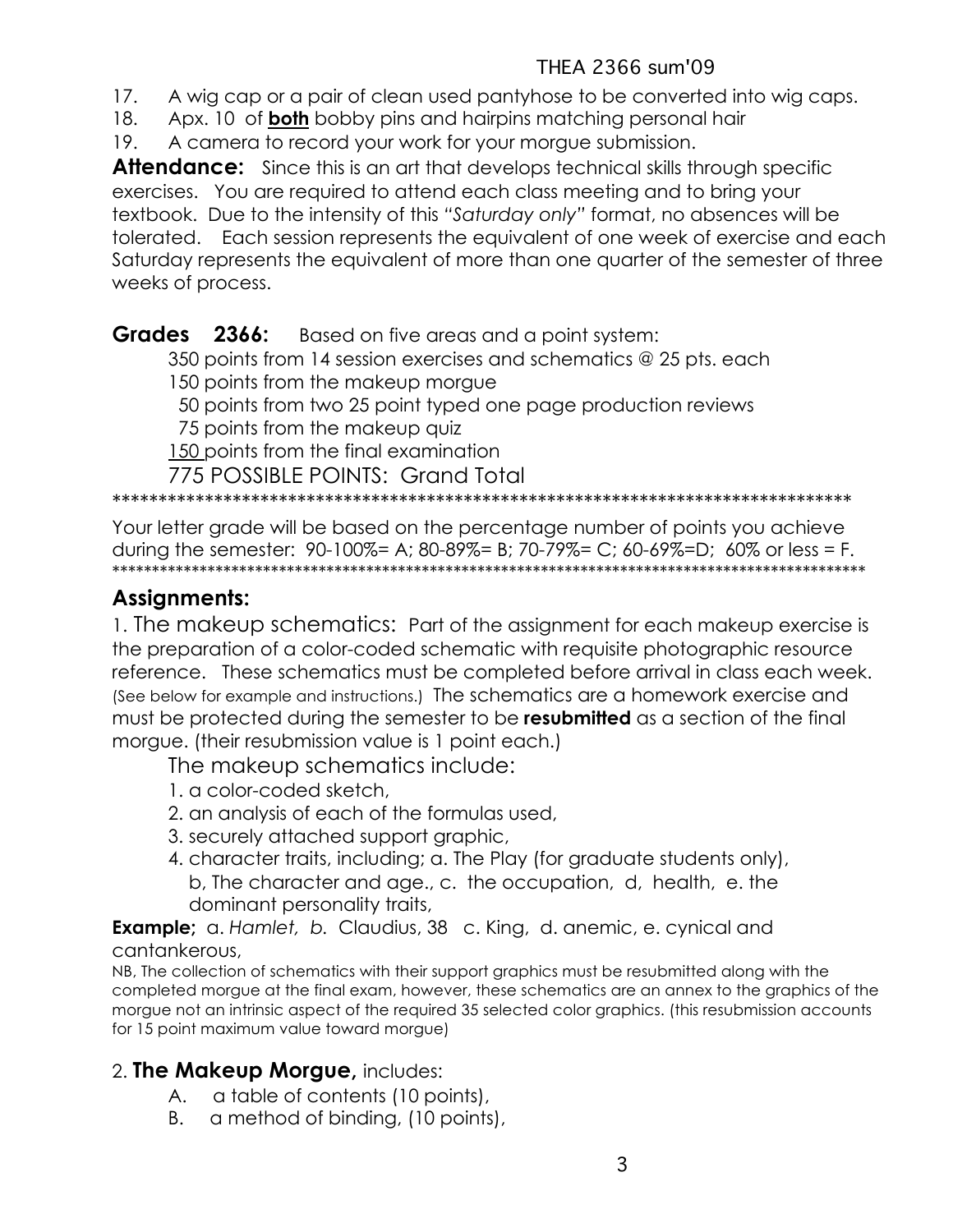17. A wig cap or a pair of clean used pantyhose to be converted into wig caps.
18. Apx. 10 of **both** bobby pins and hairpins matching personal hair
19. A camera to record your work for your morgue submission.

**Attendance:** Since this is an art that develops technical skills through specific exercises. You are required to attend each class meeting and to bring your textbook. Due to the intensity of this "*Saturday only*" format, no absences will be tolerated. Each session represents the equivalent of one week of exercise and each Saturday represents the equivalent of more than one quarter of the semester of three weeks of process.

**Grades 2366:** Based on five areas and a point system:

350 points from 14 session exercises and schematics @ 25 pts. each
150 points from the makeup morgue
50 points from two 25 point typed one page production reviews
75 points from the makeup quiz
150 points from the final examination
775 POSSIBLE POINTS: Grand Total

*********************************************************************************

Your letter grade will be based on the percentage number of points you achieve during the semester: 90-100%= A; 80-89%= B; 70-79%= C; 60-69%=D; 60% or less = F.

*********************************************************************************

## Assignments:

1. The makeup schematics: Part of the assignment for each makeup exercise is the preparation of a color-coded schematic with requisite photographic resource reference. These schematics must be completed before arrival in class each week. (See below for example and instructions.) The schematics are a homework exercise and must be protected during the semester to be **resubmitted** as a section of the final morgue. (their resubmission value is 1 point each.)

The makeup schematics include:

1. a color-coded sketch,
2. an analysis of each of the formulas used,
3. securely attached support graphic,
4. character traits, including; a. The Play (for graduate students only), b, The character and age., c. the occupation, d, health, e. the dominant personality traits,

**Example;** a. *Hamlet, b.* Claudius, 38 c. King, d. anemic, e. cynical and cantankerous,

NB, The collection of schematics with their support graphics must be resubmitted along with the completed morgue at the final exam, however, these schematics are an annex to the graphics of the morgue not an intrinsic aspect of the required 35 selected color graphics. (this resubmission accounts for 15 point maximum value toward morgue)

2. **The Makeup Morgue,** includes:

A. a table of contents (10 points),
B. a method of binding, (10 points),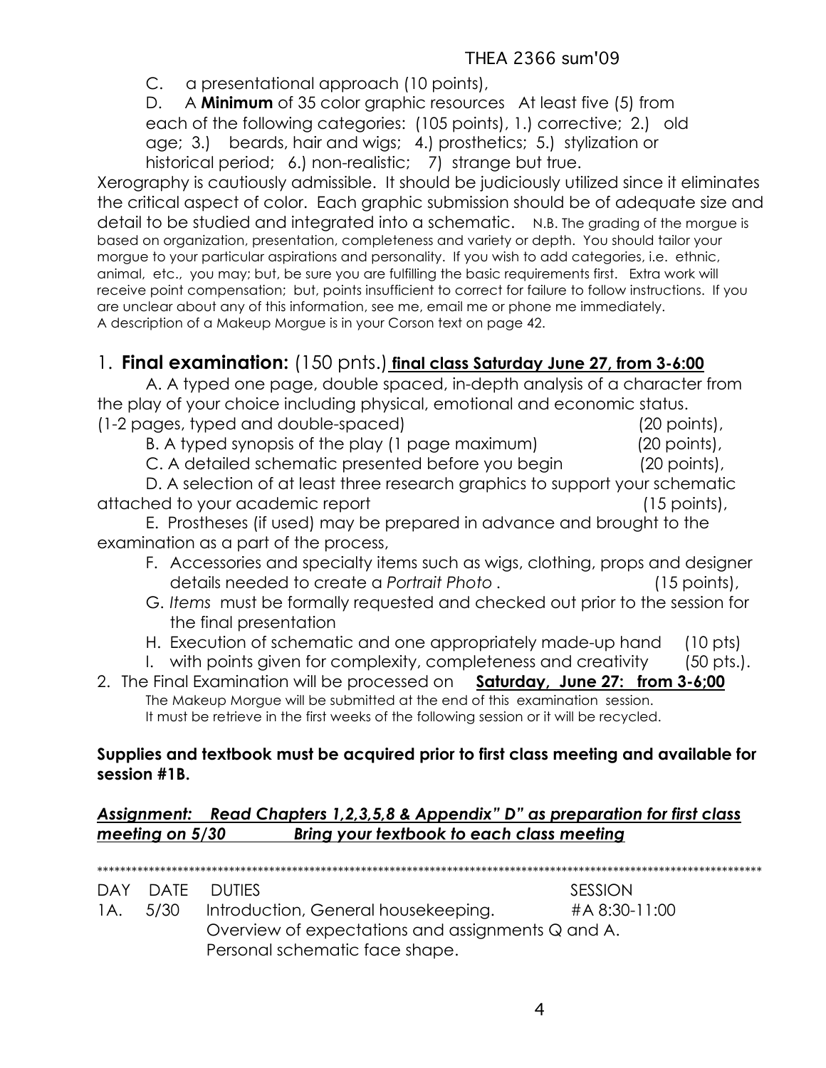C. a presentational approach (10 points),

D. A **Minimum** of 35 color graphic resources At least five (5) from each of the following categories: (105 points), 1.) corrective; 2.) old age; 3.) beards, hair and wigs; 4.) prosthetics; 5.) stylization or historical period; 6.) non-realistic; 7) strange but true.

Xerography is cautiously admissible. It should be judiciously utilized since it eliminates the critical aspect of color. Each graphic submission should be of adequate size and detail to be studied and integrated into a schematic. N.B. The grading of the morgue is based on organization, presentation, completeness and variety or depth. You should tailor your morgue to your particular aspirations and personality. If you wish to add categories, i.e. ethnic, animal, etc., you may; but, be sure you are fulfilling the basic requirements first. Extra work will receive point compensation; but, points insufficient to correct for failure to follow instructions. If you are unclear about any of this information, see me, email me or phone me immediately. A description of a Makeup Morgue is in your Corson text on page 42.

## 1. **Final examination:** (150 pnts.) **final class Saturday June 27, from 3-6:00**

A. A typed one page, double spaced, in-depth analysis of a character from the play of your choice including physical, emotional and economic status. (1-2 pages, typed and double-spaced) (20 points),

B. A typed synopsis of the play (1 page maximum) (20 points),

C. A detailed schematic presented before you begin (20 points),

D. A selection of at least three research graphics to support your schematic attached to your academic report (15 points),

E. Prostheses (if used) may be prepared in advance and brought to the examination as a part of the process,

F. Accessories and specialty items such as wigs, clothing, props and designer details needed to create a *Portrait Photo* . (15 points),

G. *Items* must be formally requested and checked out prior to the session for the final presentation

H. Execution of schematic and one appropriately made-up hand (10 pts)

I. with points given for complexity, completeness and creativity (50 pts.).

2. The Final Examination will be processed on **Saturday, June 27: from 3-6;00**

   The Makeup Morgue will be submitted at the end of this examination session. It must be retrieve in the first weeks of the following session or it will be recycled.

**Supplies and textbook must be acquired prior to first class meeting and available for session #1B.**

***Assignment: Read Chapters 1,2,3,5,8 & Appendix" D" as preparation for first class meeting on 5/30 Bring your textbook to each class meeting***

***************************************************************************************************************

| DAY | DATE | DUTIES | SESSION |
|---|---|---|---|
| 1A. | 5/30 | Introduction, General housekeeping. Overview of expectations and assignments Q and A. Personal schematic face shape. | #A 8:30-11:00 |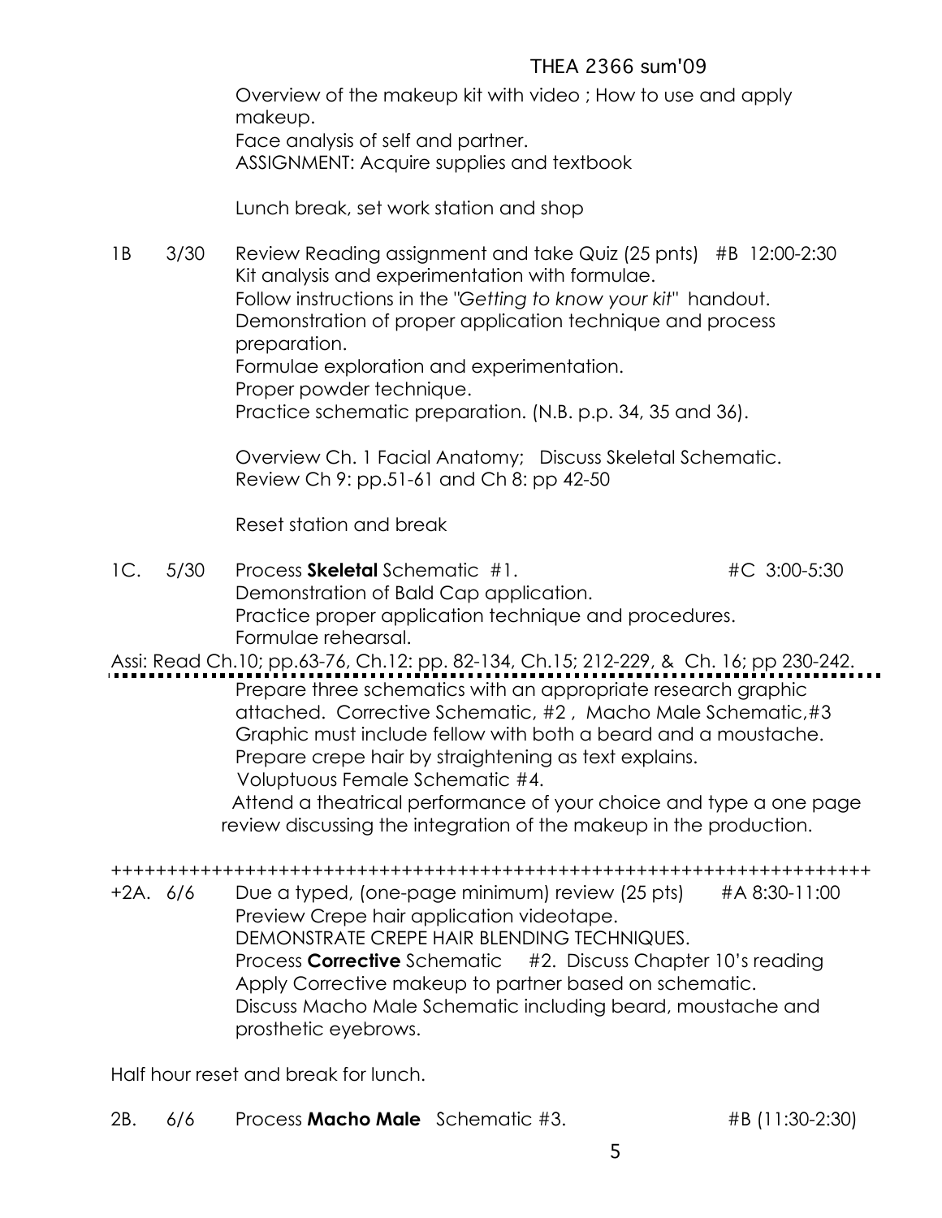Overview of the makeup kit with video ; How to use and apply makeup.
Face analysis of self and partner.
ASSIGNMENT: Acquire supplies and textbook

Lunch break, set work station and shop

1B 3/30 Review Reading assignment and take Quiz (25 pnts) #B 12:00-2:30
Kit analysis and experimentation with formulae.
Follow instructions in the *"Getting to know your kit"* handout.
Demonstration of proper application technique and process preparation.
Formulae exploration and experimentation.
Proper powder technique.
Practice schematic preparation. (N.B. p.p. 34, 35 and 36).

Overview Ch. 1 Facial Anatomy; Discuss Skeletal Schematic.
Review Ch 9: pp.51-61 and Ch 8: pp 42-50

Reset station and break

1C. 5/30 Process **Skeletal** Schematic #1. #C 3:00-5:30
Demonstration of Bald Cap application.
Practice proper application technique and procedures.
Formulae rehearsal.

Assi: Read Ch.10; pp.63-76, Ch.12: pp. 82-134, Ch.15; 212-229, & Ch. 16; pp 230-242.

Prepare three schematics with an appropriate research graphic attached. Corrective Schematic, #2 , Macho Male Schematic,#3 Graphic must include fellow with both a beard and a moustache.
Prepare crepe hair by straightening as text explains.
Voluptuous Female Schematic #4.
Attend a theatrical performance of your choice and type a one page review discussing the integration of the makeup in the production.

+++++++++++++++++++++++++++++++++++++++++++++++++++++++++++++++++++++

+2A. 6/6 Due a typed, (one-page minimum) review (25 pts) #A 8:30-11:00
Preview Crepe hair application videotape.
DEMONSTRATE CREPE HAIR BLENDING TECHNIQUES.
Process **Corrective** Schematic #2. Discuss Chapter 10's reading
Apply Corrective makeup to partner based on schematic.
Discuss Macho Male Schematic including beard, moustache and prosthetic eyebrows.

Half hour reset and break for lunch.

2B. 6/6 Process **Macho Male** Schematic #3. #B (11:30-2:30)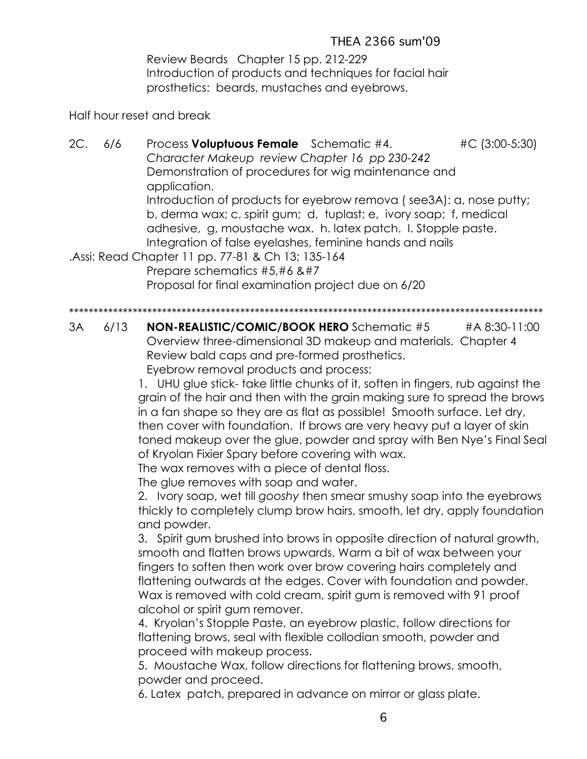Review Beards Chapter 15 pp. 212-229
Introduction of products and techniques for facial hair prosthetics: beards, mustaches and eyebrows.

Half hour reset and break

2C. 6/6 Process **Voluptuous Female** Schematic #4. #C (3:00-5:30)
*Character Makeup review Chapter 16 pp 230-242*
Demonstration of procedures for wig maintenance and application.
Introduction of products for eyebrow remova ( see3A): a, nose putty; b, derma wax; c, spirit gum; d, tuplast; e, ivory soap; f, medical adhesive, g, moustache wax. h. latex patch. I. Stopple paste.
Integration of false eyelashes, feminine hands and nails

.Assi: Read Chapter 11 pp. 77-81 & Ch 13; 135-164
Prepare schematics #5,#6 &#7
Proposal for final examination project due on 6/20

*****************************************************************************************************

3A 6/13 **NON-REALISTIC/COMIC/BOOK HERO** Schematic #5 #A 8:30-11:00
Overview three-dimensional 3D makeup and materials. Chapter 4
Review bald caps and pre-formed prosthetics.
Eyebrow removal products and process:

1. UHU glue stick- take little chunks of it, soften in fingers, rub against the grain of the hair and then with the grain making sure to spread the brows in a fan shape so they are as flat as possible! Smooth surface. Let dry, then cover with foundation. If brows are very heavy put a layer of skin toned makeup over the glue, powder and spray with Ben Nye's Final Seal of Kryolan Fixier Spary before covering with wax.
The wax removes with a piece of dental floss.
The glue removes with soap and water.
2. Ivory soap, wet till *gooshy* then smear smushy soap into the eyebrows thickly to completely clump brow hairs, smooth, let dry, apply foundation and powder.
3. Spirit gum brushed into brows in opposite direction of natural growth, smooth and flatten brows upwards. Warm a bit of wax between your fingers to soften then work over brow covering hairs completely and flattening outwards at the edges. Cover with foundation and powder. Wax is removed with cold cream, spirit gum is removed with 91 proof alcohol or spirit gum remover.
4. Kryolan's Stopple Paste, an eyebrow plastic, follow directions for flattening brows, seal with flexible collodian smooth, powder and proceed with makeup process.
5. Moustache Wax, follow directions for flattening brows, smooth, powder and proceed.
6. Latex patch, prepared in advance on mirror or glass plate.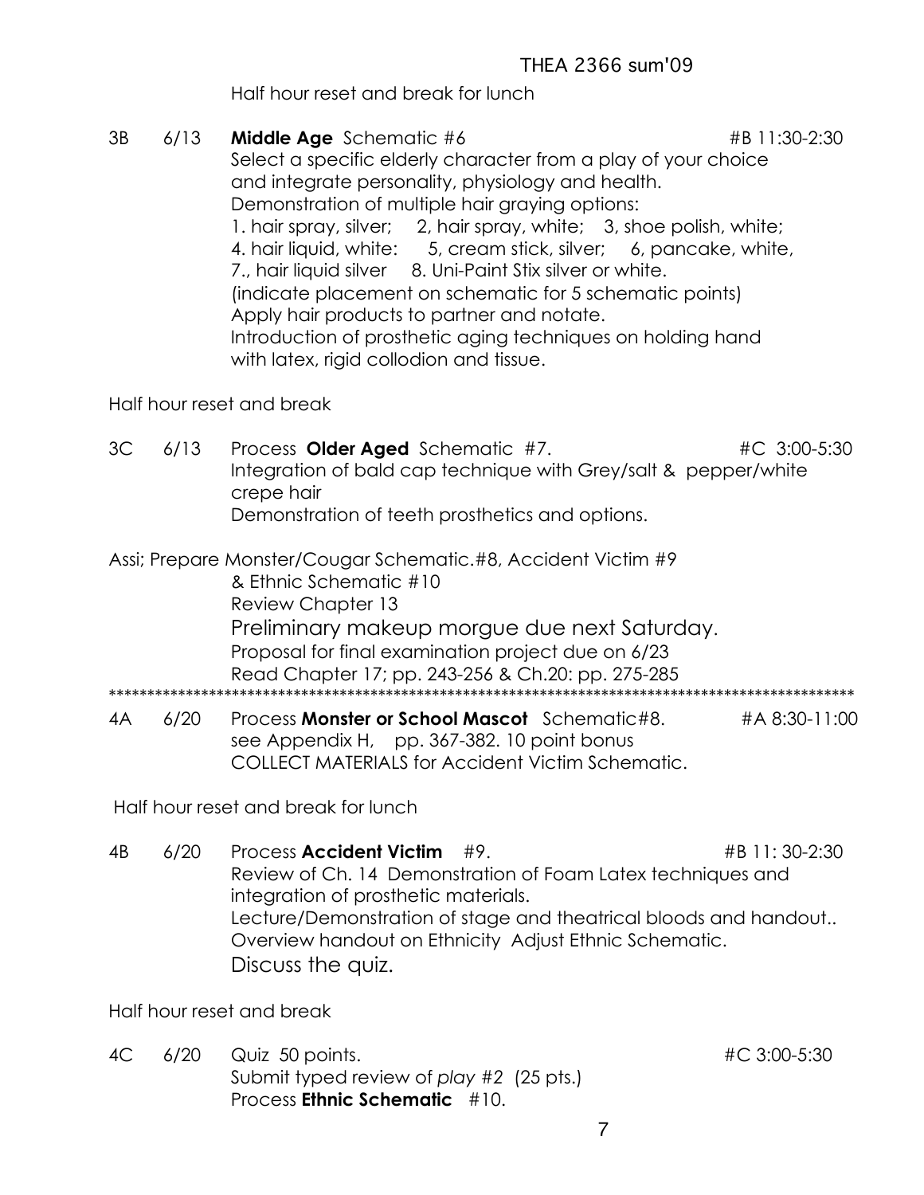Half hour reset and break for lunch

3B 6/13 **Middle Age** Schematic #6 #B 11:30-2:30
Select a specific elderly character from a play of your choice and integrate personality, physiology and health.
Demonstration of multiple hair graying options:
1. hair spray, silver; 2, hair spray, white; 3, shoe polish, white;
4. hair liquid, white: 5, cream stick, silver; 6, pancake, white,
7., hair liquid silver 8. Uni-Paint Stix silver or white.
(indicate placement on schematic for 5 schematic points)
Apply hair products to partner and notate.
Introduction of prosthetic aging techniques on holding hand with latex, rigid collodion and tissue.

Half hour reset and break

3C 6/13 Process **Older Aged** Schematic #7. #C 3:00-5:30
Integration of bald cap technique with Grey/salt & pepper/white crepe hair
Demonstration of teeth prosthetics and options.

Assi; Prepare Monster/Cougar Schematic.#8, Accident Victim #9
& Ethnic Schematic #10
Review Chapter 13
Preliminary makeup morgue due next Saturday.
Proposal for final examination project due on 6/23
Read Chapter 17; pp. 243-256 & Ch.20: pp. 275-285

****************************************************************************************************

4A 6/20 Process **Monster or School Mascot** Schematic#8. #A 8:30-11:00
see Appendix H, pp. 367-382. 10 point bonus
COLLECT MATERIALS for Accident Victim Schematic.

Half hour reset and break for lunch

4B 6/20 Process **Accident Victim** #9. #B 11: 30-2:30
Review of Ch. 14 Demonstration of Foam Latex techniques and integration of prosthetic materials.
Lecture/Demonstration of stage and theatrical bloods and handout..
Overview handout on Ethnicity Adjust Ethnic Schematic.
Discuss the quiz.

Half hour reset and break

4C 6/20 Quiz 50 points. #C 3:00-5:30
Submit typed review of *play* #2 (25 pts.)
Process **Ethnic Schematic** #10.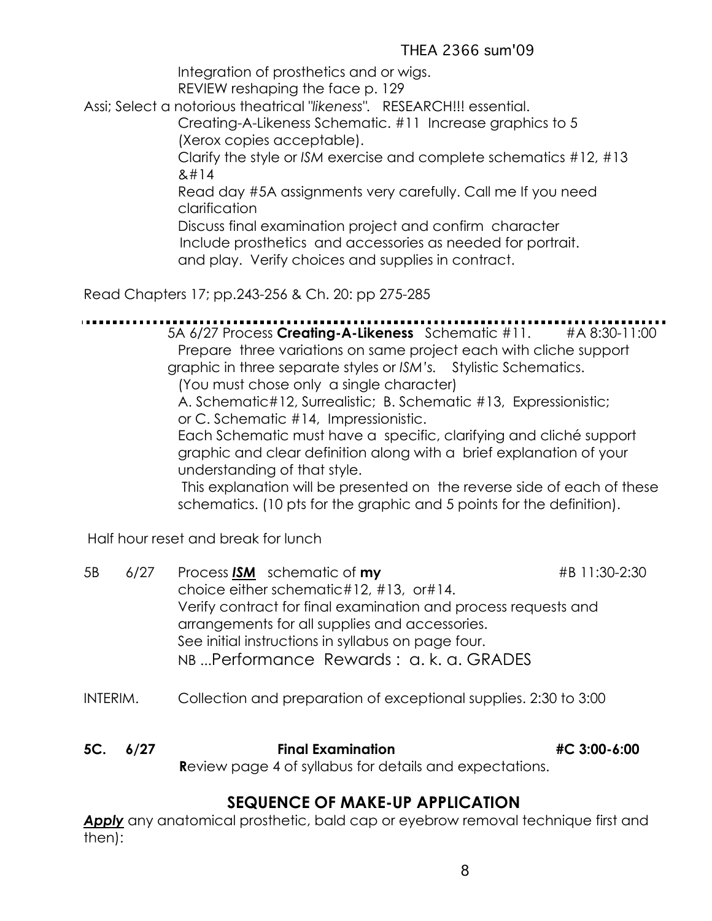Integration of prosthetics and or wigs.
REVIEW reshaping the face p. 129

Assi; Select a notorious theatrical "*likeness*". RESEARCH!!! essential.
Creating-A-Likeness Schematic. #11 Increase graphics to 5 (Xerox copies acceptable).
Clarify the style or *ISM* exercise and complete schematics #12, #13 &#14
Read day #5A assignments very carefully. Call me If you need clarification
Discuss final examination project and confirm character
Include prosthetics and accessories as needed for portrait. and play. Verify choices and supplies in contract.

Read Chapters 17; pp.243-256 & Ch. 20: pp 275-285

---

5A 6/27 Process **Creating-A-Likeness** Schematic #11. #A 8:30-11:00
Prepare three variations on same project each with cliche support graphic in three separate styles or *ISM's*. Stylistic Schematics.
(You must chose only a single character)
A. Schematic#12, Surrealistic; B. Schematic #13, Expressionistic; or C. Schematic #14, Impressionistic.
Each Schematic must have a specific, clarifying and cliché support graphic and clear definition along with a brief explanation of your understanding of that style.
This explanation will be presented on the reverse side of each of these schematics. (10 pts for the graphic and 5 points for the definition).

Half hour reset and break for lunch

5B 6/27 Process ***ISM*** schematic of **my** choice either schematic#12, #13, or#14. #B 11:30-2:30
Verify contract for final examination and process requests and arrangements for all supplies and accessories.
See initial instructions in syllabus on page four.
NB ...Performance Rewards : a. k. a. GRADES

INTERIM. Collection and preparation of exceptional supplies. 2:30 to 3:00

**5C. 6/27 Final Examination #C 3:00-6:00**
**R**eview page 4 of syllabus for details and expectations.

## SEQUENCE OF MAKE-UP APPLICATION

***Apply*** any anatomical prosthetic, bald cap or eyebrow removal technique first and then):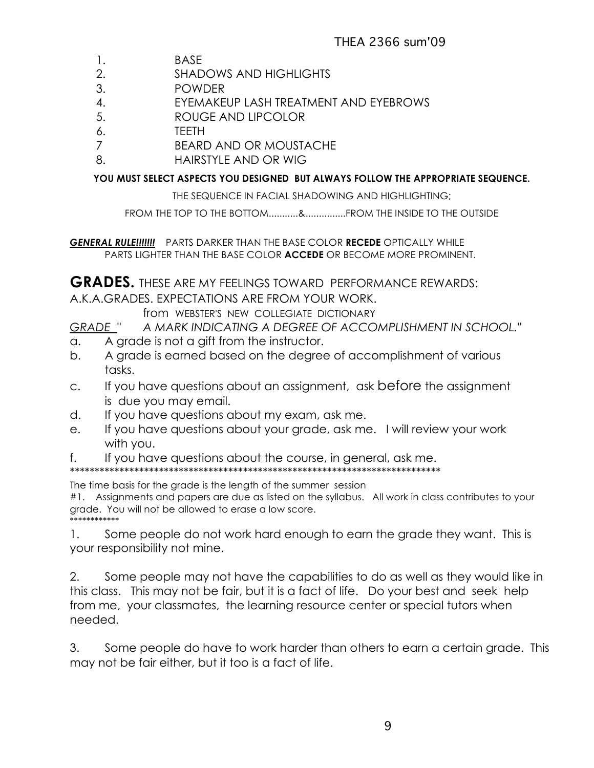1. BASE
2. SHADOWS AND HIGHLIGHTS
3. POWDER
4. EYEMAKEUP LASH TREATMENT AND EYEBROWS
5. ROUGE AND LIPCOLOR
6. TEETH
7. BEARD AND OR MOUSTACHE
8. HAIRSTYLE AND OR WIG

**YOU MUST SELECT ASPECTS YOU DESIGNED BUT ALWAYS FOLLOW THE APPROPRIATE SEQUENCE.**

THE SEQUENCE IN FACIAL SHADOWING AND HIGHLIGHTING;

FROM THE TOP TO THE BOTTOM...........&...............FROM THE INSIDE TO THE OUTSIDE

***GENERAL RULE!!!!!!!*** PARTS DARKER THAN THE BASE COLOR **RECEDE** OPTICALLY WHILE PARTS LIGHTER THAN THE BASE COLOR **ACCEDE** OR BECOME MORE PROMINENT.

## GRADES. THESE ARE MY FEELINGS TOWARD PERFORMANCE REWARDS: A.K.A.GRADES. EXPECTATIONS ARE FROM YOUR WORK.

from WEBSTER'S NEW COLLEGIATE DICTIONARY

*GRADE* " *A MARK INDICATING A DEGREE OF ACCOMPLISHMENT IN SCHOOL.*"

a. A grade is not a gift from the instructor.
b. A grade is earned based on the degree of accomplishment of various tasks.
c. If you have questions about an assignment, ask before the assignment is due you may email.
d. If you have questions about my exam, ask me.
e. If you have questions about your grade, ask me. I will review your work with you.
f. If you have questions about the course, in general, ask me.

****************************************************************************

The time basis for the grade is the length of the summer session

#1. Assignments and papers are due as listed on the syllabus. All work in class contributes to your grade. You will not be allowed to erase a low score.

************

1. Some people do not work hard enough to earn the grade they want. This is your responsibility not mine.

2. Some people may not have the capabilities to do as well as they would like in this class. This may not be fair, but it is a fact of life. Do your best and seek help from me, your classmates, the learning resource center or special tutors when needed.

3. Some people do have to work harder than others to earn a certain grade. This may not be fair either, but it too is a fact of life.